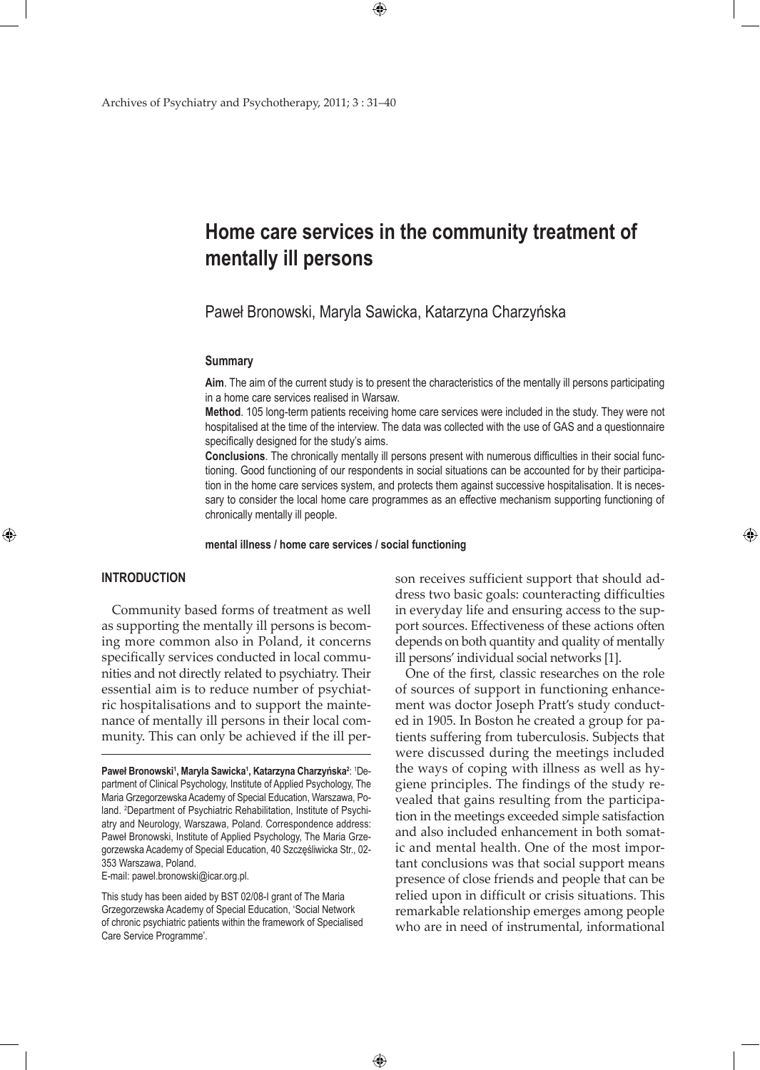# Home care services in the community treatment of mentally ill persons

Paweł Bronowski, Maryla Sawicka, Katarzyna Charzyńska

### Summary

**Aim**. The aim of the current study is to present the characteristics of the mentally ill persons participating in a home care services realised in Warsaw.

**Method**. 105 long-term patients receiving home care services were included in the study. They were not hospitalised at the time of the interview. The data was collected with the use of GAS and a questionnaire specifically designed for the study's aims.

**Conclusions**. The chronically mentally ill persons present with numerous difficulties in their social functioning. Good functioning of our respondents in social situations can be accounted for by their participation in the home care services system, and protects them against successive hospitalisation. It is necessary to consider the local home care programmes as an effective mechanism supporting functioning of chronically mentally ill people.

**mental illness / home care services / social functioning**

## INTRODUCTION

Community based forms of treatment as well as supporting the mentally ill persons is becoming more common also in Poland, it concerns specifically services conducted in local communities and not directly related to psychiatry. Their essential aim is to reduce number of psychiatric hospitalisations and to support the maintenance of mentally ill persons in their local community. This can only be achieved if the ill person receives sufficient support that should address two basic goals: counteracting difficulties in everyday life and ensuring access to the support sources. Effectiveness of these actions often depends on both quantity and quality of mentally ill persons' individual social networks [1].

One of the first, classic researches on the role of sources of support in functioning enhancement was doctor Joseph Pratt's study conducted in 1905. In Boston he created a group for patients suffering from tuberculosis. Subjects that were discussed during the meetings included the ways of coping with illness as well as hygiene principles. The findings of the study revealed that gains resulting from the participation in the meetings exceeded simple satisfaction and also included enhancement in both somatic and mental health. One of the most important conclusions was that social support means presence of close friends and people that can be relied upon in difficult or crisis situations. This remarkable relationship emerges among people who are in need of instrumental, informational

---

**Paweł Bronowski[1], Maryla Sawicka[1], Katarzyna Charzyńska[2]**: [1]Department of Clinical Psychology, Institute of Applied Psychology, The Maria Grzegorzewska Academy of Special Education, Warszawa, Poland. [2]Department of Psychiatric Rehabilitation, Institute of Psychiatry and Neurology, Warszawa, Poland. Correspondence address: Paweł Bronowski, Institute of Applied Psychology, The Maria Grzegorzewska Academy of Special Education, 40 Szczęśliwicka Str., 02-353 Warszawa, Poland.

E-mail: pawel.bronowski@icar.org.pl.

This study has been aided by BST 02/08-I grant of The Maria Grzegorzewska Academy of Special Education, 'Social Network of chronic psychiatric patients within the framework of Specialised Care Service Programme'.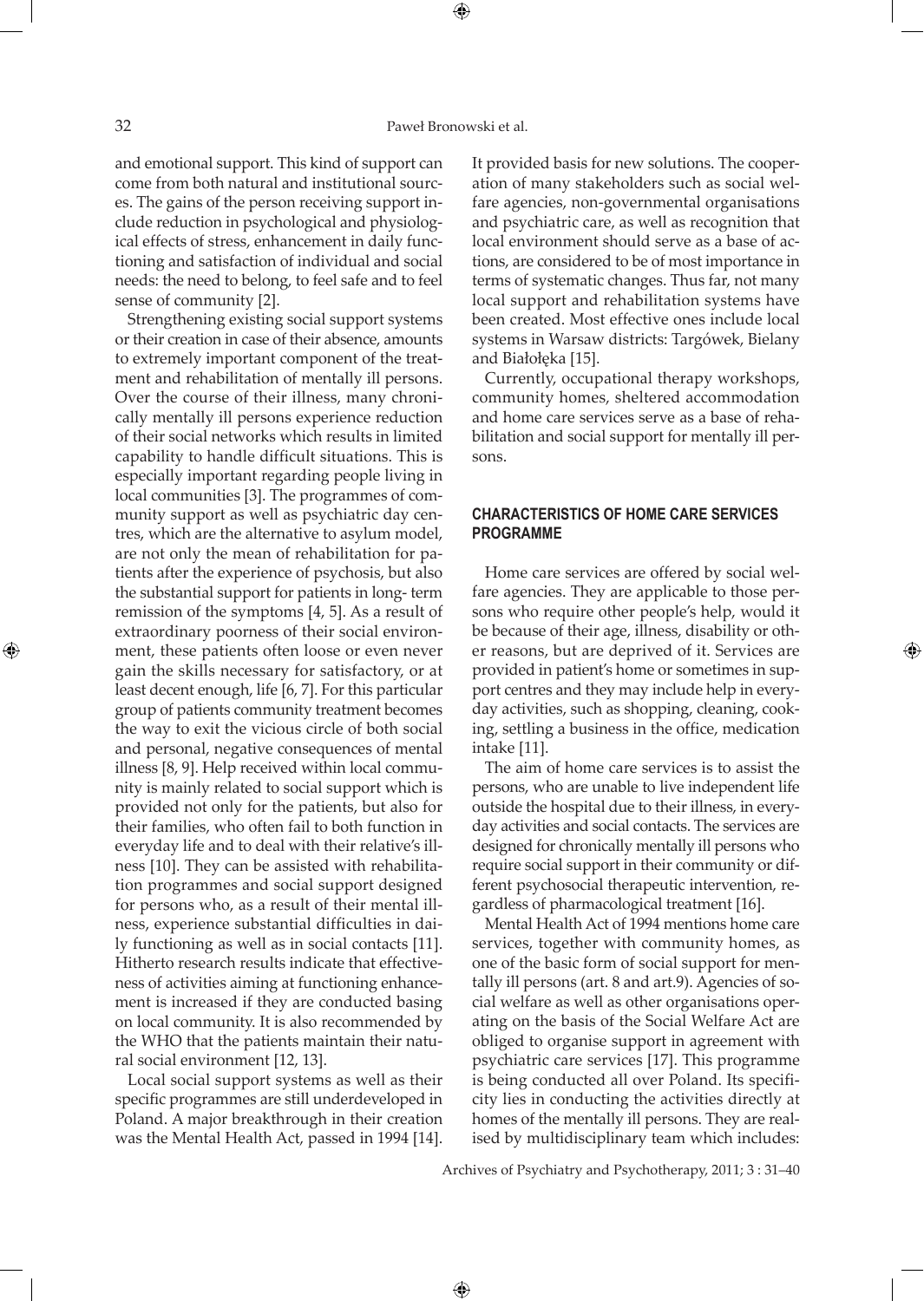and emotional support. This kind of support can come from both natural and institutional sources. The gains of the person receiving support include reduction in psychological and physiological effects of stress, enhancement in daily functioning and satisfaction of individual and social needs: the need to belong, to feel safe and to feel sense of community [2].

Strengthening existing social support systems or their creation in case of their absence, amounts to extremely important component of the treatment and rehabilitation of mentally ill persons. Over the course of their illness, many chronically mentally ill persons experience reduction of their social networks which results in limited capability to handle difficult situations. This is especially important regarding people living in local communities [3]. The programmes of community support as well as psychiatric day centres, which are the alternative to asylum model, are not only the mean of rehabilitation for patients after the experience of psychosis, but also the substantial support for patients in long- term remission of the symptoms [4, 5]. As a result of extraordinary poorness of their social environment, these patients often loose or even never gain the skills necessary for satisfactory, or at least decent enough, life [6, 7]. For this particular group of patients community treatment becomes the way to exit the vicious circle of both social and personal, negative consequences of mental illness [8, 9]. Help received within local community is mainly related to social support which is provided not only for the patients, but also for their families, who often fail to both function in everyday life and to deal with their relative's illness [10]. They can be assisted with rehabilitation programmes and social support designed for persons who, as a result of their mental illness, experience substantial difficulties in daily functioning as well as in social contacts [11]. Hitherto research results indicate that effectiveness of activities aiming at functioning enhancement is increased if they are conducted basing on local community. It is also recommended by the WHO that the patients maintain their natural social environment [12, 13].

Local social support systems as well as their specific programmes are still underdeveloped in Poland. A major breakthrough in their creation was the Mental Health Act, passed in 1994 [14]. It provided basis for new solutions. The cooperation of many stakeholders such as social welfare agencies, non-governmental organisations and psychiatric care, as well as recognition that local environment should serve as a base of actions, are considered to be of most importance in terms of systematic changes. Thus far, not many local support and rehabilitation systems have been created. Most effective ones include local systems in Warsaw districts: Targówek, Bielany and Białołęka [15].

Currently, occupational therapy workshops, community homes, sheltered accommodation and home care services serve as a base of rehabilitation and social support for mentally ill persons.

## CHARACTERISTICS OF HOME CARE SERVICES PROGRAMME

Home care services are offered by social welfare agencies. They are applicable to those persons who require other people's help, would it be because of their age, illness, disability or other reasons, but are deprived of it. Services are provided in patient's home or sometimes in support centres and they may include help in everyday activities, such as shopping, cleaning, cooking, settling a business in the office, medication intake [11].

The aim of home care services is to assist the persons, who are unable to live independent life outside the hospital due to their illness, in everyday activities and social contacts. The services are designed for chronically mentally ill persons who require social support in their community or different psychosocial therapeutic intervention, regardless of pharmacological treatment [16].

Mental Health Act of 1994 mentions home care services, together with community homes, as one of the basic form of social support for mentally ill persons (art. 8 and art.9). Agencies of social welfare as well as other organisations operating on the basis of the Social Welfare Act are obliged to organise support in agreement with psychiatric care services [17]. This programme is being conducted all over Poland. Its specificity lies in conducting the activities directly at homes of the mentally ill persons. They are realised by multidisciplinary team which includes: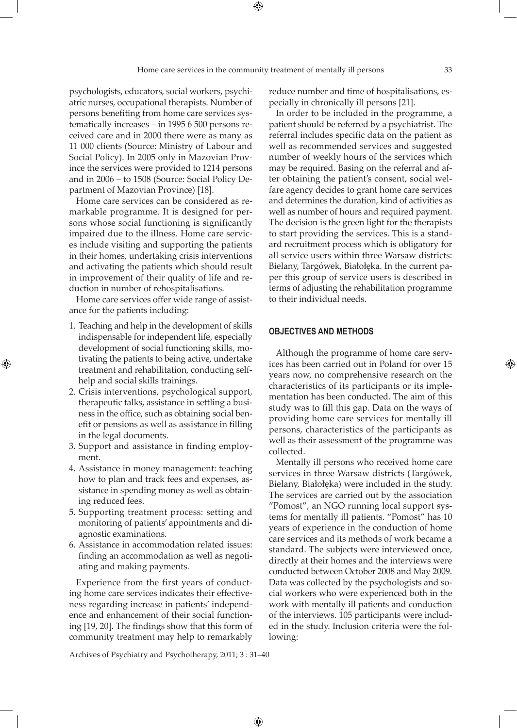psychologists, educators, social workers, psychiatric nurses, occupational therapists. Number of persons benefiting from home care services systematically increases – in 1995 6 500 persons received care and in 2000 there were as many as 11 000 clients (Source: Ministry of Labour and Social Policy). In 2005 only in Mazovian Province the services were provided to 1214 persons and in 2006 – to 1508 (Source: Social Policy Department of Mazovian Province) [18].

Home care services can be considered as remarkable programme. It is designed for persons whose social functioning is significantly impaired due to the illness. Home care services include visiting and supporting the patients in their homes, undertaking crisis interventions and activating the patients which should result in improvement of their quality of life and reduction in number of rehospitalisations.

Home care services offer wide range of assistance for the patients including:

1. Teaching and help in the development of skills indispensable for independent life, especially development of social functioning skills, motivating the patients to being active, undertake treatment and rehabilitation, conducting self-help and social skills trainings.
2. Crisis interventions, psychological support, therapeutic talks, assistance in settling a business in the office, such as obtaining social benefit or pensions as well as assistance in filling in the legal documents.
3. Support and assistance in finding employment.
4. Assistance in money management: teaching how to plan and track fees and expenses, assistance in spending money as well as obtaining reduced fees.
5. Supporting treatment process: setting and monitoring of patients' appointments and diagnostic examinations.
6. Assistance in accommodation related issues: finding an accommodation as well as negotiating and making payments.

Experience from the first years of conducting home care services indicates their effectiveness regarding increase in patients' independence and enhancement of their social functioning [19, 20]. The findings show that this form of community treatment may help to remarkably reduce number and time of hospitalisations, especially in chronically ill persons [21].

In order to be included in the programme, a patient should be referred by a psychiatrist. The referral includes specific data on the patient as well as recommended services and suggested number of weekly hours of the services which may be required. Basing on the referral and after obtaining the patient's consent, social welfare agency decides to grant home care services and determines the duration, kind of activities as well as number of hours and required payment. The decision is the green light for the therapists to start providing the services. This is a standard recruitment process which is obligatory for all service users within three Warsaw districts: Bielany, Targówek, Białołęka. In the current paper this group of service users is described in terms of adjusting the rehabilitation programme to their individual needs.

## OBJECTIVES AND METHODS

Although the programme of home care services has been carried out in Poland for over 15 years now, no comprehensive research on the characteristics of its participants or its implementation has been conducted. The aim of this study was to fill this gap. Data on the ways of providing home care services for mentally ill persons, characteristics of the participants as well as their assessment of the programme was collected.

Mentally ill persons who received home care services in three Warsaw districts (Targówek, Bielany, Białołęka) were included in the study. The services are carried out by the association "Pomost", an NGO running local support systems for mentally ill patients. "Pomost" has 10 years of experience in the conduction of home care services and its methods of work became a standard. The subjects were interviewed once, directly at their homes and the interviews were conducted between October 2008 and May 2009. Data was collected by the psychologists and social workers who were experienced both in the work with mentally ill patients and conduction of the interviews. 105 participants were included in the study. Inclusion criteria were the following: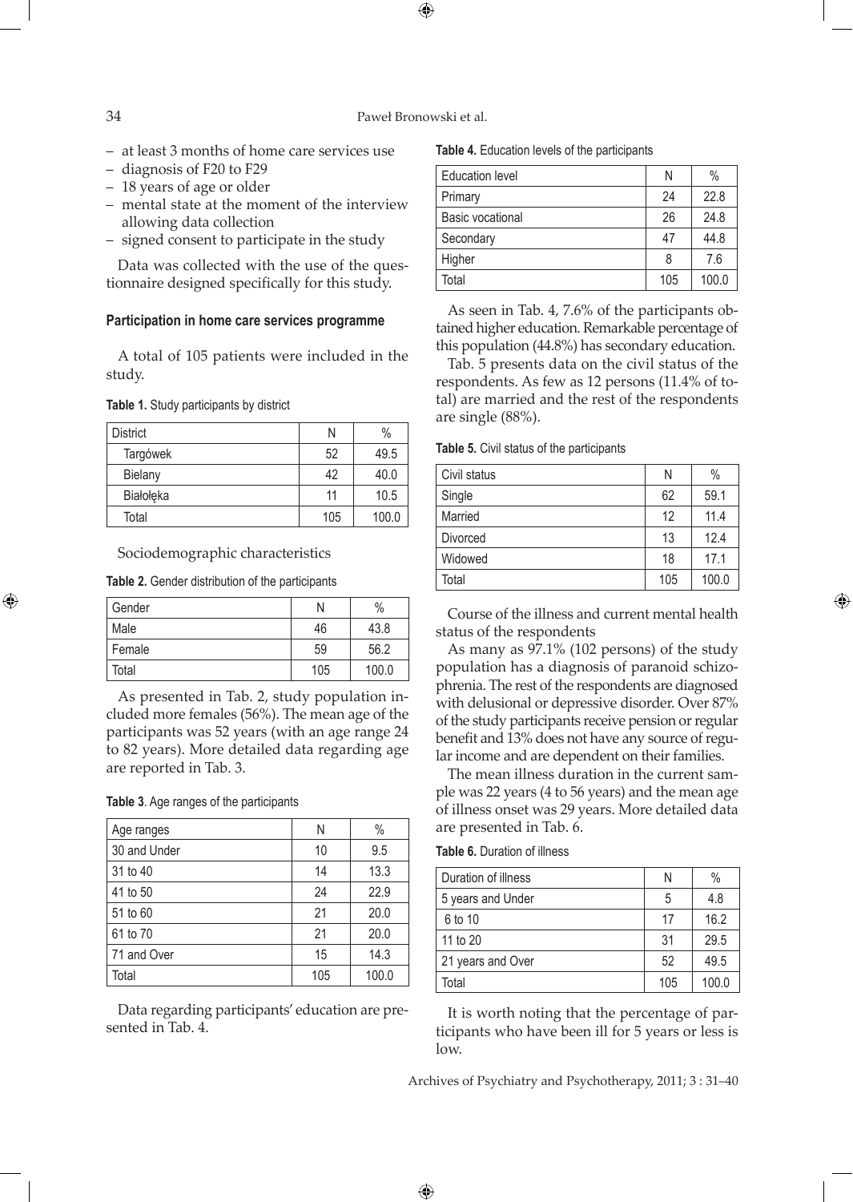– at least 3 months of home care services use
– diagnosis of F20 to F29
– 18 years of age or older
– mental state at the moment of the interview allowing data collection
– signed consent to participate in the study

Data was collected with the use of the questionnaire designed specifically for this study.

#### Participation in home care services programme

A total of 105 patients were included in the study.

**Table 1.** Study participants by district

| District | N | % |
|---|---|---|
| Targówek | 52 | 49.5 |
| Bielany | 42 | 40.0 |
| Białołęka | 11 | 10.5 |
| Total | 105 | 100.0 |

Sociodemographic characteristics

**Table 2.** Gender distribution of the participants

| Gender | N | % |
|---|---|---|
| Male | 46 | 43.8 |
| Female | 59 | 56.2 |
| Total | 105 | 100.0 |

As presented in Tab. 2, study population included more females (56%). The mean age of the participants was 52 years (with an age range 24 to 82 years). More detailed data regarding age are reported in Tab. 3.

**Table 3**. Age ranges of the participants

| Age ranges | N | % |
|---|---|---|
| 30 and Under | 10 | 9.5 |
| 31 to 40 | 14 | 13.3 |
| 41 to 50 | 24 | 22.9 |
| 51 to 60 | 21 | 20.0 |
| 61 to 70 | 21 | 20.0 |
| 71 and Over | 15 | 14.3 |
| Total | 105 | 100.0 |

Data regarding participants' education are presented in Tab. 4.

**Table 4.** Education levels of the participants

| Education level | N | % |
|---|---|---|
| Primary | 24 | 22.8 |
| Basic vocational | 26 | 24.8 |
| Secondary | 47 | 44.8 |
| Higher | 8 | 7.6 |
| Total | 105 | 100.0 |

As seen in Tab. 4, 7.6% of the participants obtained higher education. Remarkable percentage of this population (44.8%) has secondary education.

Tab. 5 presents data on the civil status of the respondents. As few as 12 persons (11.4% of total) are married and the rest of the respondents are single (88%).

**Table 5.** Civil status of the participants

| Civil status | N | % |
|---|---|---|
| Single | 62 | 59.1 |
| Married | 12 | 11.4 |
| Divorced | 13 | 12.4 |
| Widowed | 18 | 17.1 |
| Total | 105 | 100.0 |

Course of the illness and current mental health status of the respondents

As many as 97.1% (102 persons) of the study population has a diagnosis of paranoid schizophrenia. The rest of the respondents are diagnosed with delusional or depressive disorder. Over 87% of the study participants receive pension or regular benefit and 13% does not have any source of regular income and are dependent on their families.

The mean illness duration in the current sample was 22 years (4 to 56 years) and the mean age of illness onset was 29 years. More detailed data are presented in Tab. 6.

**Table 6.** Duration of illness

| Duration of illness | N | % |
|---|---|---|
| 5 years and Under | 5 | 4.8 |
| 6 to 10 | 17 | 16.2 |
| 11 to 20 | 31 | 29.5 |
| 21 years and Over | 52 | 49.5 |
| Total | 105 | 100.0 |

It is worth noting that the percentage of participants who have been ill for 5 years or less is low.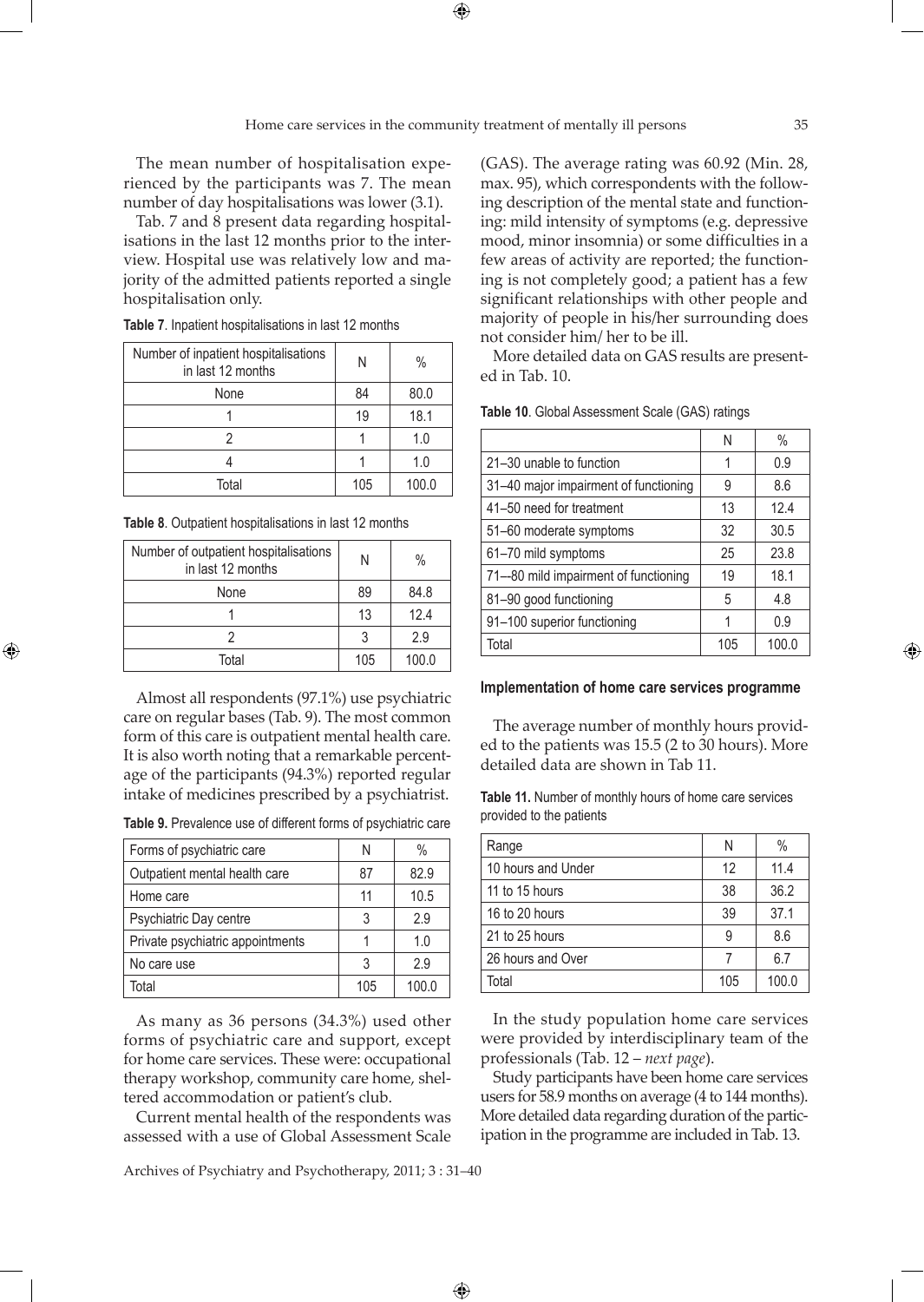The mean number of hospitalisation experienced by the participants was 7. The mean number of day hospitalisations was lower (3.1).

Tab. 7 and 8 present data regarding hospitalisations in the last 12 months prior to the interview. Hospital use was relatively low and majority of the admitted patients reported a single hospitalisation only.

**Table 7**. Inpatient hospitalisations in last 12 months

| Number of inpatient hospitalisations in last 12 months | N | % |
|---|---|---|
| None | 84 | 80.0 |
| 1 | 19 | 18.1 |
| 2 | 1 | 1.0 |
| 4 | 1 | 1.0 |
| Total | 105 | 100.0 |

**Table 8**. Outpatient hospitalisations in last 12 months

| Number of outpatient hospitalisations in last 12 months | N | % |
|---|---|---|
| None | 89 | 84.8 |
| 1 | 13 | 12.4 |
| 2 | 3 | 2.9 |
| Total | 105 | 100.0 |

Almost all respondents (97.1%) use psychiatric care on regular bases (Tab. 9). The most common form of this care is outpatient mental health care. It is also worth noting that a remarkable percentage of the participants (94.3%) reported regular intake of medicines prescribed by a psychiatrist.

**Table 9.** Prevalence use of different forms of psychiatric care

| Forms of psychiatric care | N | % |
|---|---|---|
| Outpatient mental health care | 87 | 82.9 |
| Home care | 11 | 10.5 |
| Psychiatric Day centre | 3 | 2.9 |
| Private psychiatric appointments | 1 | 1.0 |
| No care use | 3 | 2.9 |
| Total | 105 | 100.0 |

As many as 36 persons (34.3%) used other forms of psychiatric care and support, except for home care services. These were: occupational therapy workshop, community care home, sheltered accommodation or patient's club.

Current mental health of the respondents was assessed with a use of Global Assessment Scale (GAS). The average rating was 60.92 (Min. 28, max. 95), which correspondents with the following description of the mental state and functioning: mild intensity of symptoms (e.g. depressive mood, minor insomnia) or some difficulties in a few areas of activity are reported; the functioning is not completely good; a patient has a few significant relationships with other people and majority of people in his/her surrounding does not consider him/ her to be ill.

More detailed data on GAS results are presented in Tab. 10.

**Table 10**. Global Assessment Scale (GAS) ratings

| | N | % |
|---|---|---|
| 21–30 unable to function | 1 | 0.9 |
| 31–40 major impairment of functioning | 9 | 8.6 |
| 41–50 need for treatment | 13 | 12.4 |
| 51–60 moderate symptoms | 32 | 30.5 |
| 61–70 mild symptoms | 25 | 23.8 |
| 71-–80 mild impairment of functioning | 19 | 18.1 |
| 81–90 good functioning | 5 | 4.8 |
| 91–100 superior functioning | 1 | 0.9 |
| Total | 105 | 100.0 |

#### Implementation of home care services programme

The average number of monthly hours provided to the patients was 15.5 (2 to 30 hours). More detailed data are shown in Tab 11.

**Table 11.** Number of monthly hours of home care services provided to the patients

| Range | N | % |
|---|---|---|
| 10 hours and Under | 12 | 11.4 |
| 11 to 15 hours | 38 | 36.2 |
| 16 to 20 hours | 39 | 37.1 |
| 21 to 25 hours | 9 | 8.6 |
| 26 hours and Over | 7 | 6.7 |
| Total | 105 | 100.0 |

In the study population home care services were provided by interdisciplinary team of the professionals (Tab. 12 – *next page*).

Study participants have been home care services users for 58.9 months on average (4 to 144 months). More detailed data regarding duration of the participation in the programme are included in Tab. 13.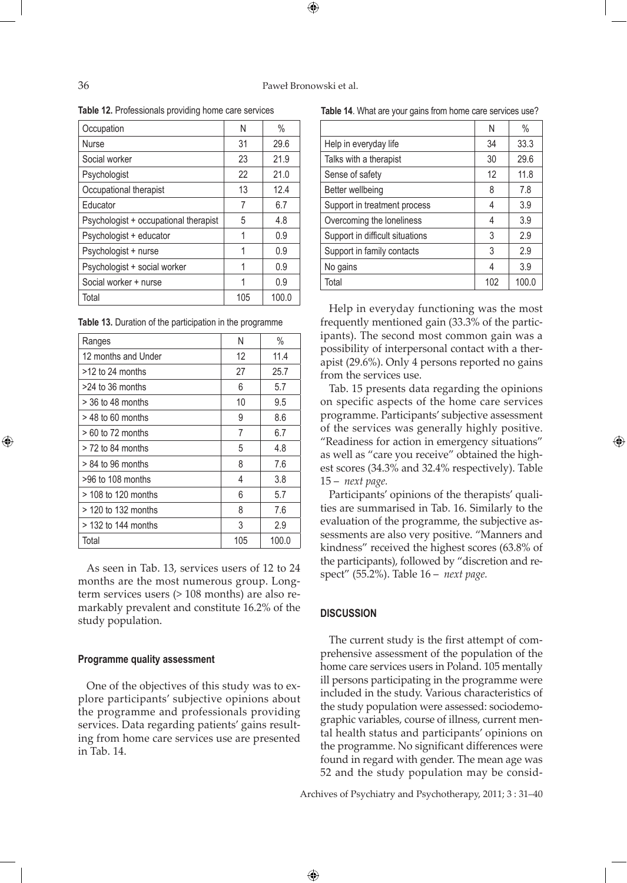**Table 12.** Professionals providing home care services

| Occupation | N | % |
|---|---|---|
| Nurse | 31 | 29.6 |
| Social worker | 23 | 21.9 |
| Psychologist | 22 | 21.0 |
| Occupational therapist | 13 | 12.4 |
| Educator | 7 | 6.7 |
| Psychologist + occupational therapist | 5 | 4.8 |
| Psychologist + educator | 1 | 0.9 |
| Psychologist + nurse | 1 | 0.9 |
| Psychologist + social worker | 1 | 0.9 |
| Social worker + nurse | 1 | 0.9 |
| Total | 105 | 100.0 |

**Table 13.** Duration of the participation in the programme

| Ranges | N | % |
|---|---|---|
| 12 months and Under | 12 | 11.4 |
| >12 to 24 months | 27 | 25.7 |
| >24 to 36 months | 6 | 5.7 |
| > 36 to 48 months | 10 | 9.5 |
| > 48 to 60 months | 9 | 8.6 |
| > 60 to 72 months | 7 | 6.7 |
| > 72 to 84 months | 5 | 4.8 |
| > 84 to 96 months | 8 | 7.6 |
| >96 to 108 months | 4 | 3.8 |
| > 108 to 120 months | 6 | 5.7 |
| > 120 to 132 months | 8 | 7.6 |
| > 132 to 144 months | 3 | 2.9 |
| Total | 105 | 100.0 |

As seen in Tab. 13, services users of 12 to 24 months are the most numerous group. Long-term services users (> 108 months) are also remarkably prevalent and constitute 16.2% of the study population.

#### Programme quality assessment

One of the objectives of this study was to explore participants' subjective opinions about the programme and professionals providing services. Data regarding patients' gains resulting from home care services use are presented in Tab. 14.

**Table 14**. What are your gains from home care services use?

| | N | % |
|---|---|---|
| Help in everyday life | 34 | 33.3 |
| Talks with a therapist | 30 | 29.6 |
| Sense of safety | 12 | 11.8 |
| Better wellbeing | 8 | 7.8 |
| Support in treatment process | 4 | 3.9 |
| Overcoming the loneliness | 4 | 3.9 |
| Support in difficult situations | 3 | 2.9 |
| Support in family contacts | 3 | 2.9 |
| No gains | 4 | 3.9 |
| Total | 102 | 100.0 |

Help in everyday functioning was the most frequently mentioned gain (33.3% of the participants). The second most common gain was a possibility of interpersonal contact with a therapist (29.6%). Only 4 persons reported no gains from the services use.

Tab. 15 presents data regarding the opinions on specific aspects of the home care services programme. Participants' subjective assessment of the services was generally highly positive. "Readiness for action in emergency situations" as well as "care you receive" obtained the highest scores (34.3% and 32.4% respectively). Table 15 – *next page.*

Participants' opinions of the therapists' qualities are summarised in Tab. 16. Similarly to the evaluation of the programme, the subjective assessments are also very positive. "Manners and kindness" received the highest scores (63.8% of the participants), followed by "discretion and respect" (55.2%). Table 16 – *next page.*

#### DISCUSSION

The current study is the first attempt of comprehensive assessment of the population of the home care services users in Poland. 105 mentally ill persons participating in the programme were included in the study. Various characteristics of the study population were assessed: sociodemographic variables, course of illness, current mental health status and participants' opinions on the programme. No significant differences were found in regard with gender. The mean age was 52 and the study population may be consid-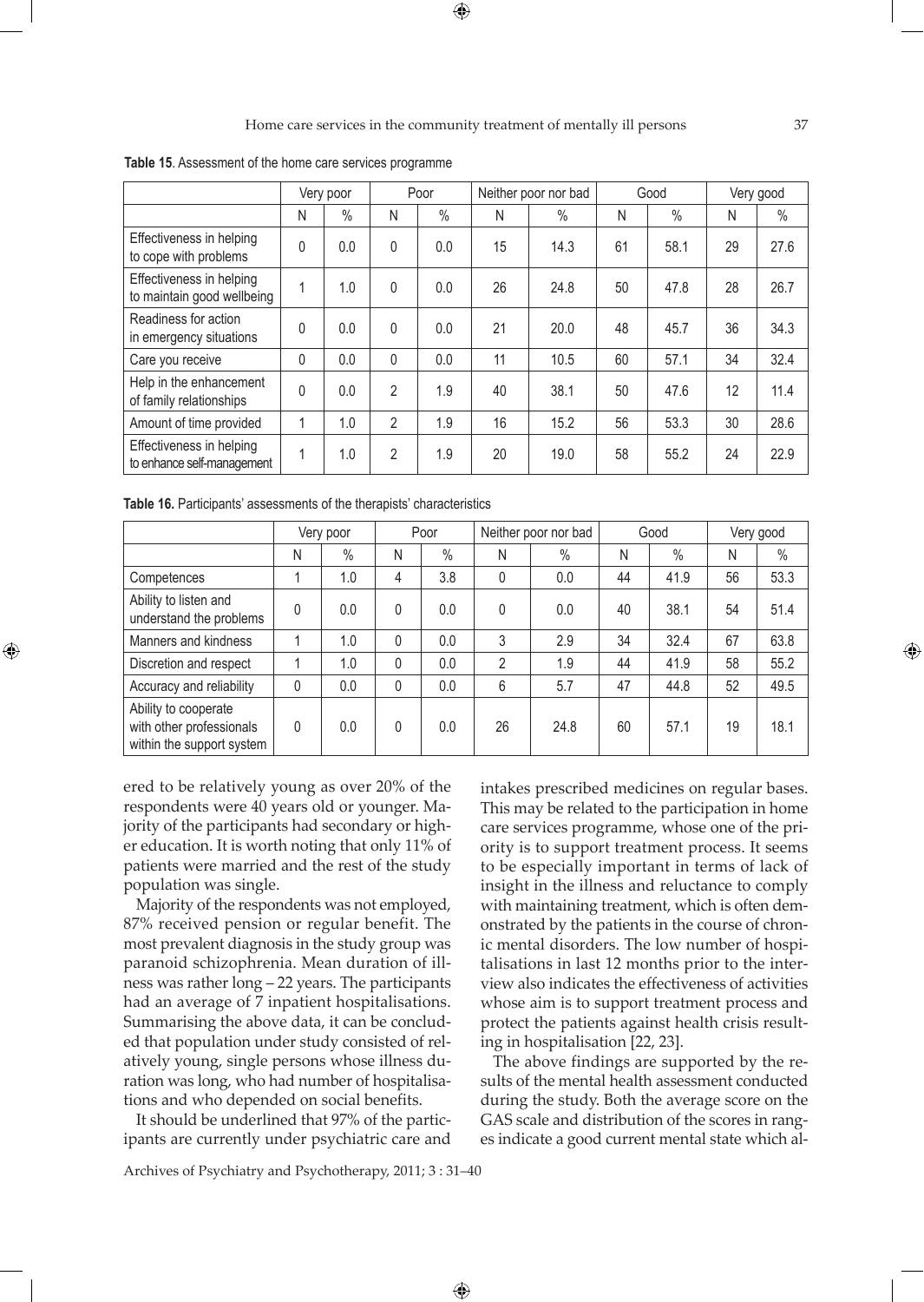**Table 15**. Assessment of the home care services programme

| | Very poor | | Poor | | Neither poor nor bad | | Good | | Very good | |
|---|---|---|---|---|---|---|---|---|---|---|
| | N | % | N | % | N | % | N | % | N | % |
| Effectiveness in helping to cope with problems | 0 | 0.0 | 0 | 0.0 | 15 | 14.3 | 61 | 58.1 | 29 | 27.6 |
| Effectiveness in helping to maintain good wellbeing | 1 | 1.0 | 0 | 0.0 | 26 | 24.8 | 50 | 47.8 | 28 | 26.7 |
| Readiness for action in emergency situations | 0 | 0.0 | 0 | 0.0 | 21 | 20.0 | 48 | 45.7 | 36 | 34.3 |
| Care you receive | 0 | 0.0 | 0 | 0.0 | 11 | 10.5 | 60 | 57.1 | 34 | 32.4 |
| Help in the enhancement of family relationships | 0 | 0.0 | 2 | 1.9 | 40 | 38.1 | 50 | 47.6 | 12 | 11.4 |
| Amount of time provided | 1 | 1.0 | 2 | 1.9 | 16 | 15.2 | 56 | 53.3 | 30 | 28.6 |
| Effectiveness in helping to enhance self-management | 1 | 1.0 | 2 | 1.9 | 20 | 19.0 | 58 | 55.2 | 24 | 22.9 |

**Table 16.** Participants' assessments of the therapists' characteristics

| | Very poor | | Poor | | Neither poor nor bad | | Good | | Very good | |
|---|---|---|---|---|---|---|---|---|---|---|
| | N | % | N | % | N | % | N | % | N | % |
| Competences | 1 | 1.0 | 4 | 3.8 | 0 | 0.0 | 44 | 41.9 | 56 | 53.3 |
| Ability to listen and understand the problems | 0 | 0.0 | 0 | 0.0 | 0 | 0.0 | 40 | 38.1 | 54 | 51.4 |
| Manners and kindness | 1 | 1.0 | 0 | 0.0 | 3 | 2.9 | 34 | 32.4 | 67 | 63.8 |
| Discretion and respect | 1 | 1.0 | 0 | 0.0 | 2 | 1.9 | 44 | 41.9 | 58 | 55.2 |
| Accuracy and reliability | 0 | 0.0 | 0 | 0.0 | 6 | 5.7 | 47 | 44.8 | 52 | 49.5 |
| Ability to cooperate with other professionals within the support system | 0 | 0.0 | 0 | 0.0 | 26 | 24.8 | 60 | 57.1 | 19 | 18.1 |

ered to be relatively young as over 20% of the respondents were 40 years old or younger. Majority of the participants had secondary or higher education. It is worth noting that only 11% of patients were married and the rest of the study population was single.

Majority of the respondents was not employed, 87% received pension or regular benefit. The most prevalent diagnosis in the study group was paranoid schizophrenia. Mean duration of illness was rather long – 22 years. The participants had an average of 7 inpatient hospitalisations. Summarising the above data, it can be concluded that population under study consisted of relatively young, single persons whose illness duration was long, who had number of hospitalisations and who depended on social benefits.

It should be underlined that 97% of the participants are currently under psychiatric care and intakes prescribed medicines on regular bases. This may be related to the participation in home care services programme, whose one of the priority is to support treatment process. It seems to be especially important in terms of lack of insight in the illness and reluctance to comply with maintaining treatment, which is often demonstrated by the patients in the course of chronic mental disorders. The low number of hospitalisations in last 12 months prior to the interview also indicates the effectiveness of activities whose aim is to support treatment process and protect the patients against health crisis resulting in hospitalisation [22, 23].

The above findings are supported by the results of the mental health assessment conducted during the study. Both the average score on the GAS scale and distribution of the scores in ranges indicate a good current mental state which al-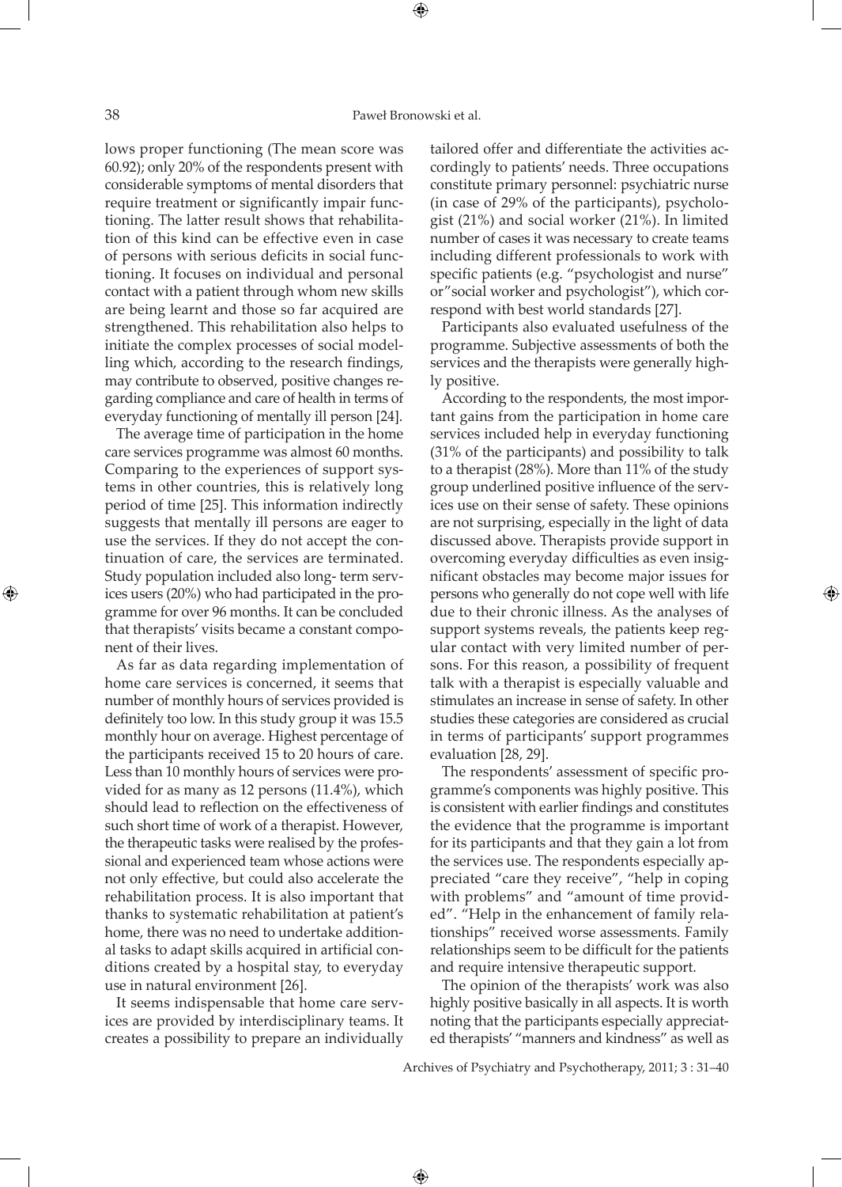lows proper functioning (The mean score was 60.92); only 20% of the respondents present with considerable symptoms of mental disorders that require treatment or significantly impair functioning. The latter result shows that rehabilitation of this kind can be effective even in case of persons with serious deficits in social functioning. It focuses on individual and personal contact with a patient through whom new skills are being learnt and those so far acquired are strengthened. This rehabilitation also helps to initiate the complex processes of social modelling which, according to the research findings, may contribute to observed, positive changes regarding compliance and care of health in terms of everyday functioning of mentally ill person [24].

The average time of participation in the home care services programme was almost 60 months. Comparing to the experiences of support systems in other countries, this is relatively long period of time [25]. This information indirectly suggests that mentally ill persons are eager to use the services. If they do not accept the continuation of care, the services are terminated. Study population included also long- term services users (20%) who had participated in the programme for over 96 months. It can be concluded that therapists' visits became a constant component of their lives.

As far as data regarding implementation of home care services is concerned, it seems that number of monthly hours of services provided is definitely too low. In this study group it was 15.5 monthly hour on average. Highest percentage of the participants received 15 to 20 hours of care. Less than 10 monthly hours of services were provided for as many as 12 persons (11.4%), which should lead to reflection on the effectiveness of such short time of work of a therapist. However, the therapeutic tasks were realised by the professional and experienced team whose actions were not only effective, but could also accelerate the rehabilitation process. It is also important that thanks to systematic rehabilitation at patient's home, there was no need to undertake additional tasks to adapt skills acquired in artificial conditions created by a hospital stay, to everyday use in natural environment [26].

It seems indispensable that home care services are provided by interdisciplinary teams. It creates a possibility to prepare an individually tailored offer and differentiate the activities accordingly to patients' needs. Three occupations constitute primary personnel: psychiatric nurse (in case of 29% of the participants), psychologist (21%) and social worker (21%). In limited number of cases it was necessary to create teams including different professionals to work with specific patients (e.g. "psychologist and nurse" or"social worker and psychologist"), which correspond with best world standards [27].

Participants also evaluated usefulness of the programme. Subjective assessments of both the services and the therapists were generally highly positive.

According to the respondents, the most important gains from the participation in home care services included help in everyday functioning (31% of the participants) and possibility to talk to a therapist (28%). More than 11% of the study group underlined positive influence of the services use on their sense of safety. These opinions are not surprising, especially in the light of data discussed above. Therapists provide support in overcoming everyday difficulties as even insignificant obstacles may become major issues for persons who generally do not cope well with life due to their chronic illness. As the analyses of support systems reveals, the patients keep regular contact with very limited number of persons. For this reason, a possibility of frequent talk with a therapist is especially valuable and stimulates an increase in sense of safety. In other studies these categories are considered as crucial in terms of participants' support programmes evaluation [28, 29].

The respondents' assessment of specific programme's components was highly positive. This is consistent with earlier findings and constitutes the evidence that the programme is important for its participants and that they gain a lot from the services use. The respondents especially appreciated "care they receive", "help in coping with problems" and "amount of time provided". "Help in the enhancement of family relationships" received worse assessments. Family relationships seem to be difficult for the patients and require intensive therapeutic support.

The opinion of the therapists' work was also highly positive basically in all aspects. It is worth noting that the participants especially appreciated therapists' "manners and kindness" as well as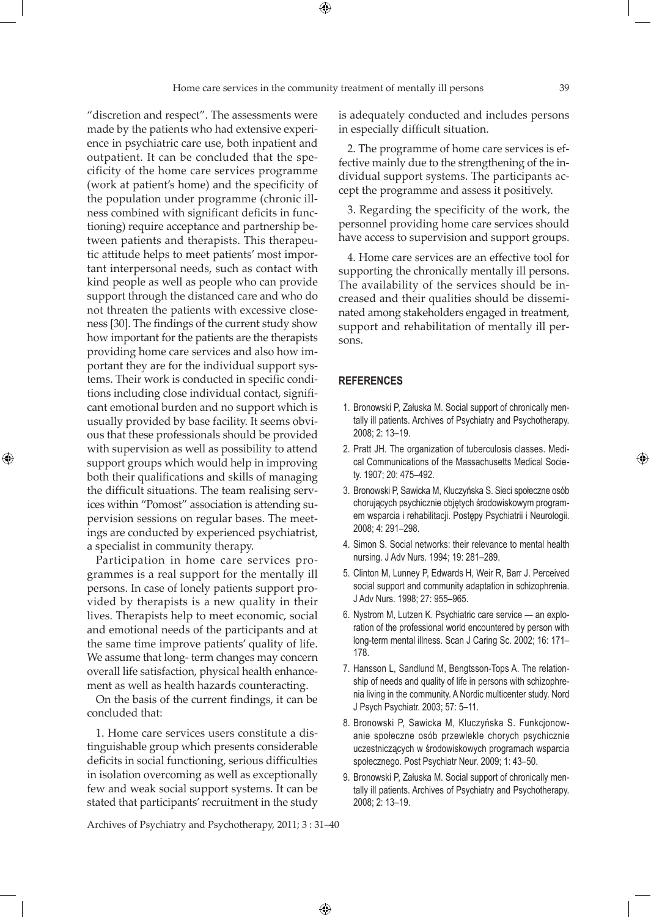"discretion and respect". The assessments were made by the patients who had extensive experience in psychiatric care use, both inpatient and outpatient. It can be concluded that the specificity of the home care services programme (work at patient's home) and the specificity of the population under programme (chronic illness combined with significant deficits in functioning) require acceptance and partnership between patients and therapists. This therapeutic attitude helps to meet patients' most important interpersonal needs, such as contact with kind people as well as people who can provide support through the distanced care and who do not threaten the patients with excessive closeness [30]. The findings of the current study show how important for the patients are the therapists providing home care services and also how important they are for the individual support systems. Their work is conducted in specific conditions including close individual contact, significant emotional burden and no support which is usually provided by base facility. It seems obvious that these professionals should be provided with supervision as well as possibility to attend support groups which would help in improving both their qualifications and skills of managing the difficult situations. The team realising services within "Pomost" association is attending supervision sessions on regular bases. The meetings are conducted by experienced psychiatrist, a specialist in community therapy.

Participation in home care services programmes is a real support for the mentally ill persons. In case of lonely patients support provided by therapists is a new quality in their lives. Therapists help to meet economic, social and emotional needs of the participants and at the same time improve patients' quality of life. We assume that long- term changes may concern overall life satisfaction, physical health enhancement as well as health hazards counteracting.

On the basis of the current findings, it can be concluded that:

1. Home care services users constitute a distinguishable group which presents considerable deficits in social functioning, serious difficulties in isolation overcoming as well as exceptionally few and weak social support systems. It can be stated that participants' recruitment in the study is adequately conducted and includes persons in especially difficult situation.

2. The programme of home care services is effective mainly due to the strengthening of the individual support systems. The participants accept the programme and assess it positively.

3. Regarding the specificity of the work, the personnel providing home care services should have access to supervision and support groups.

4. Home care services are an effective tool for supporting the chronically mentally ill persons. The availability of the services should be increased and their qualities should be disseminated among stakeholders engaged in treatment, support and rehabilitation of mentally ill persons.

## REFERENCES

1. Bronowski P, Załuska M. Social support of chronically mentally ill patients. Archives of Psychiatry and Psychotherapy. 2008; 2: 13–19.
2. Pratt JH. The organization of tuberculosis classes. Medical Communications of the Massachusetts Medical Society. 1907; 20: 475–492.
3. Bronowski P, Sawicka M, Kluczyńska S. Sieci społeczne osób chorujących psychicznie objętych środowiskowym programem wsparcia i rehabilitacji. Postępy Psychiatrii i Neurologii. 2008; 4: 291–298.
4. Simon S. Social networks: their relevance to mental health nursing. J Adv Nurs. 1994; 19: 281–289.
5. Clinton M, Lunney P, Edwards H, Weir R, Barr J. Perceived social support and community adaptation in schizophrenia. J Adv Nurs. 1998; 27: 955–965.
6. Nystrom M, Lutzen K. Psychiatric care service — an exploration of the professional world encountered by person with long-term mental illness. Scan J Caring Sc. 2002; 16: 171–178.
7. Hansson L, Sandlund M, Bengtsson-Tops A. The relationship of needs and quality of life in persons with schizophrenia living in the community. A Nordic multicenter study. Nord J Psych Psychiatr. 2003; 57: 5–11.
8. Bronowski P, Sawicka M, Kluczyńska S. Funkcjonowanie społeczne osób przewlekle chorych psychicznie uczestniczących w środowiskowych programach wsparcia społecznego. Post Psychiatr Neur. 2009; 1: 43–50.
9. Bronowski P, Załuska M. Social support of chronically mentally ill patients. Archives of Psychiatry and Psychotherapy. 2008; 2: 13–19.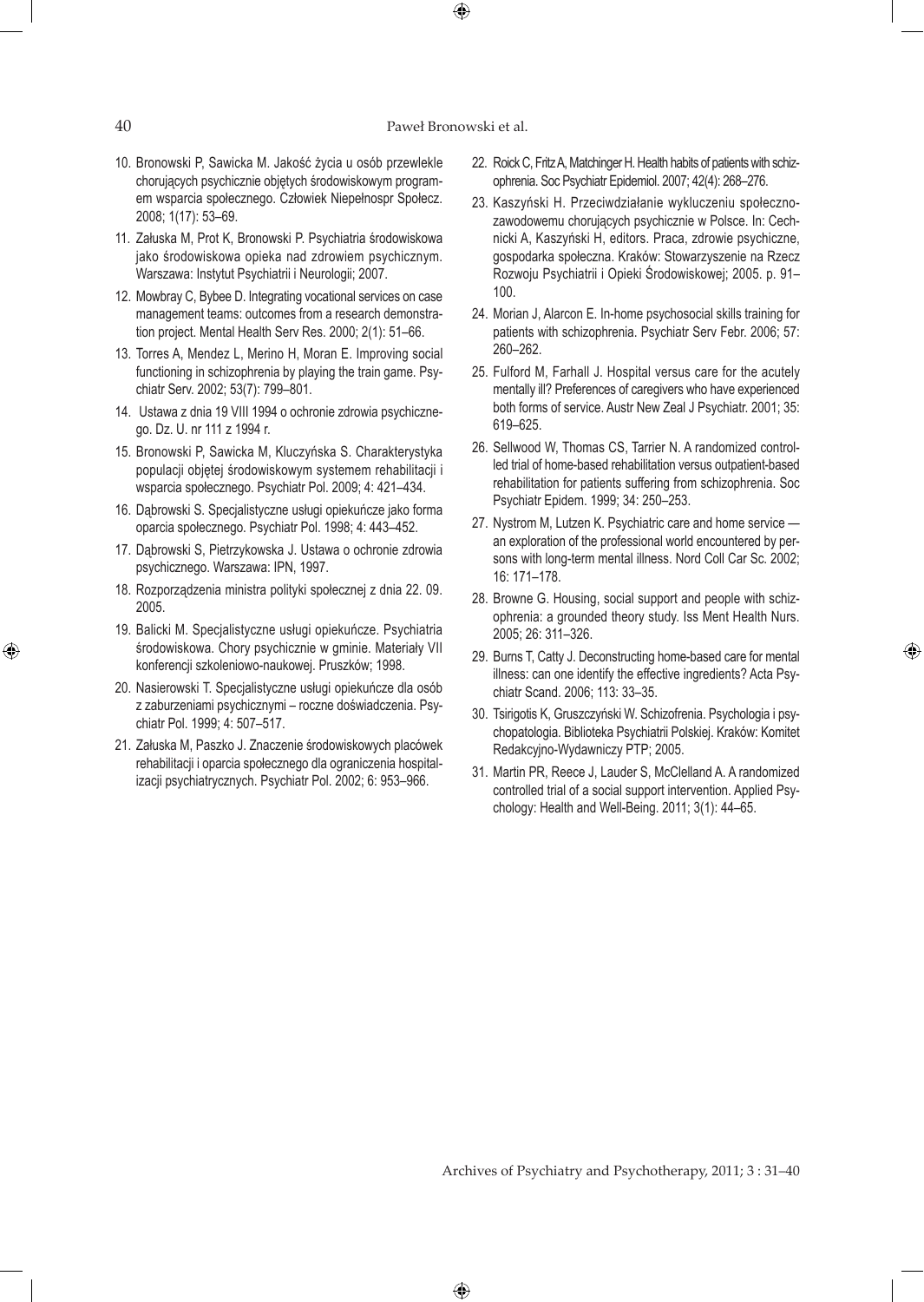10. Bronowski P, Sawicka M. Jakość życia u osób przewlekle chorujących psychicznie objętych środowiskowym programem wsparcia społecznego. Człowiek Niepełnospr Społecz. 2008; 1(17): 53–69.
11. Załuska M, Prot K, Bronowski P. Psychiatria środowiskowa jako środowiskowa opieka nad zdrowiem psychicznym. Warszawa: Instytut Psychiatrii i Neurologii; 2007.
12. Mowbray C, Bybee D. Integrating vocational services on case management teams: outcomes from a research demonstration project. Mental Health Serv Res. 2000; 2(1): 51–66.
13. Torres A, Mendez L, Merino H, Moran E. Improving social functioning in schizophrenia by playing the train game. Psychiatr Serv. 2002; 53(7): 799–801.
14. Ustawa z dnia 19 VIII 1994 o ochronie zdrowia psychicznego. Dz. U. nr 111 z 1994 r.
15. Bronowski P, Sawicka M, Kluczyńska S. Charakterystyka populacji objętej środowiskowym systemem rehabilitacji i wsparcia społecznego. Psychiatr Pol. 2009; 4: 421–434.
16. Dąbrowski S. Specjalistyczne usługi opiekuńcze jako forma oparcia społecznego. Psychiatr Pol. 1998; 4: 443–452.
17. Dąbrowski S, Pietrzykowska J. Ustawa o ochronie zdrowia psychicznego. Warszawa: IPN, 1997.
18. Rozporządzenia ministra polityki społecznej z dnia 22. 09. 2005.
19. Balicki M. Specjalistyczne usługi opiekuńcze. Psychiatria środowiskowa. Chory psychicznie w gminie. Materiały VII konferencji szkoleniowo-naukowej. Pruszków; 1998.
20. Nasierowski T. Specjalistyczne usługi opiekuńcze dla osób z zaburzeniami psychicznymi – roczne doświadczenia. Psychiatr Pol. 1999; 4: 507–517.
21. Załuska M, Paszko J. Znaczenie środowiskowych placówek rehabilitacji i oparcia społecznego dla ograniczenia hospitalizacji psychiatrycznych. Psychiatr Pol. 2002; 6: 953–966.
22. Roick C, Fritz A, Matchinger H. Health habits of patients with schizophrenia. Soc Psychiatr Epidemiol. 2007; 42(4): 268–276.
23. Kaszyński H. Przeciwdziałanie wykluczeniu społeczno-zawodowemu chorujących psychicznie w Polsce. In: Cechnicki A, Kaszyński H, editors. Praca, zdrowie psychiczne, gospodarka społeczna. Kraków: Stowarzyszenie na Rzecz Rozwoju Psychiatrii i Opieki Środowiskowej; 2005. p. 91–100.
24. Morian J, Alarcon E. In-home psychosocial skills training for patients with schizophrenia. Psychiatr Serv Febr. 2006; 57: 260–262.
25. Fulford M, Farhall J. Hospital versus care for the acutely mentally ill? Preferences of caregivers who have experienced both forms of service. Austr New Zeal J Psychiatr. 2001; 35: 619–625.
26. Sellwood W, Thomas CS, Tarrier N. A randomized controlled trial of home-based rehabilitation versus outpatient-based rehabilitation for patients suffering from schizophrenia. Soc Psychiatr Epidem. 1999; 34: 250–253.
27. Nystrom M, Lutzen K. Psychiatric care and home service — an exploration of the professional world encountered by persons with long-term mental illness. Nord Coll Car Sc. 2002; 16: 171–178.
28. Browne G. Housing, social support and people with schizophrenia: a grounded theory study. Iss Ment Health Nurs. 2005; 26: 311–326.
29. Burns T, Catty J. Deconstructing home-based care for mental illness: can one identify the effective ingredients? Acta Psychiatr Scand. 2006; 113: 33–35.
30. Tsirigotis K, Gruszczyński W. Schizofrenia. Psychologia i psychopatologia. Biblioteka Psychiatrii Polskiej. Kraków: Komitet Redakcyjno-Wydawniczy PTP; 2005.
31. Martin PR, Reece J, Lauder S, McClelland A. A randomized controlled trial of a social support intervention. Applied Psychology: Health and Well-Being. 2011; 3(1): 44–65.